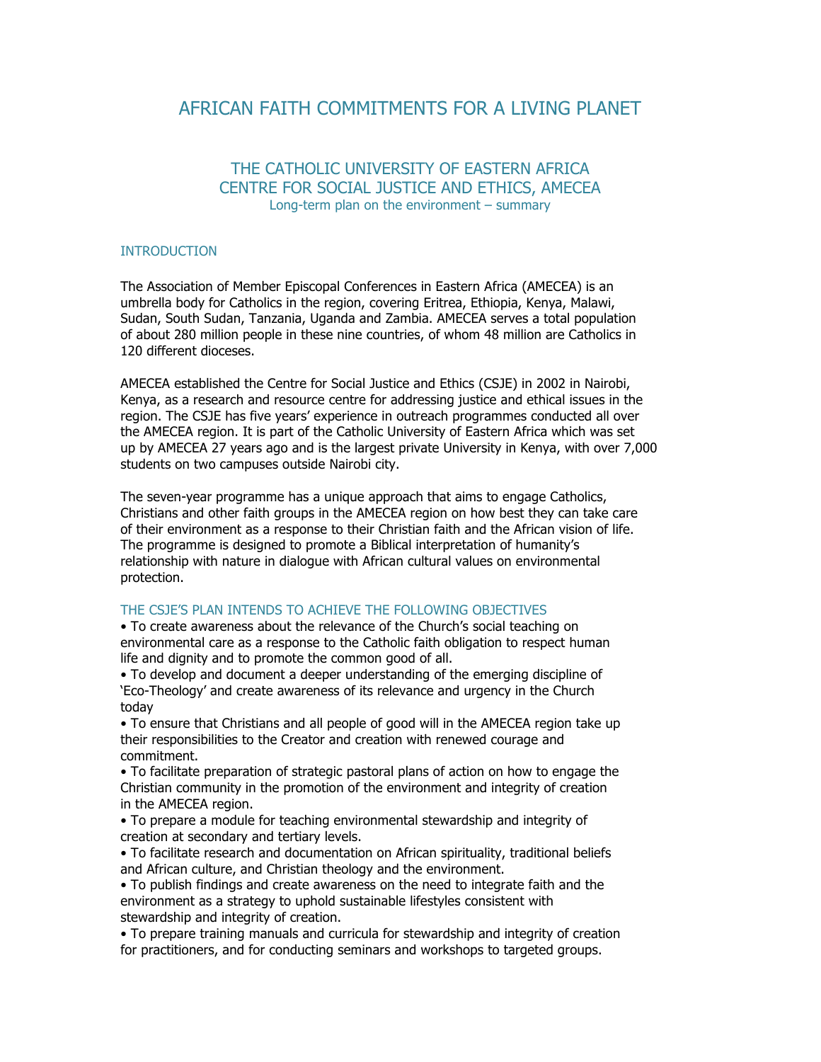# AFRICAN FAITH COMMITMENTS FOR A LIVING PLANET

## THE CATHOLIC UNIVERSITY OF EASTERN AFRICA
## CENTRE FOR SOCIAL JUSTICE AND ETHICS, AMECEA

Long-term plan on the environment – summary

### INTRODUCTION

The Association of Member Episcopal Conferences in Eastern Africa (AMECEA) is an umbrella body for Catholics in the region, covering Eritrea, Ethiopia, Kenya, Malawi, Sudan, South Sudan, Tanzania, Uganda and Zambia. AMECEA serves a total population of about 280 million people in these nine countries, of whom 48 million are Catholics in 120 different dioceses.

AMECEA established the Centre for Social Justice and Ethics (CSJE) in 2002 in Nairobi, Kenya, as a research and resource centre for addressing justice and ethical issues in the region. The CSJE has five years' experience in outreach programmes conducted all over the AMECEA region. It is part of the Catholic University of Eastern Africa which was set up by AMECEA 27 years ago and is the largest private University in Kenya, with over 7,000 students on two campuses outside Nairobi city.

The seven-year programme has a unique approach that aims to engage Catholics, Christians and other faith groups in the AMECEA region on how best they can take care of their environment as a response to their Christian faith and the African vision of life. The programme is designed to promote a Biblical interpretation of humanity's relationship with nature in dialogue with African cultural values on environmental protection.

### THE CSJE'S PLAN INTENDS TO ACHIEVE THE FOLLOWING OBJECTIVES

- To create awareness about the relevance of the Church's social teaching on environmental care as a response to the Catholic faith obligation to respect human life and dignity and to promote the common good of all.
- To develop and document a deeper understanding of the emerging discipline of 'Eco-Theology' and create awareness of its relevance and urgency in the Church today
- To ensure that Christians and all people of good will in the AMECEA region take up their responsibilities to the Creator and creation with renewed courage and commitment.
- To facilitate preparation of strategic pastoral plans of action on how to engage the Christian community in the promotion of the environment and integrity of creation in the AMECEA region.
- To prepare a module for teaching environmental stewardship and integrity of creation at secondary and tertiary levels.
- To facilitate research and documentation on African spirituality, traditional beliefs and African culture, and Christian theology and the environment.
- To publish findings and create awareness on the need to integrate faith and the environment as a strategy to uphold sustainable lifestyles consistent with stewardship and integrity of creation.
- To prepare training manuals and curricula for stewardship and integrity of creation for practitioners, and for conducting seminars and workshops to targeted groups.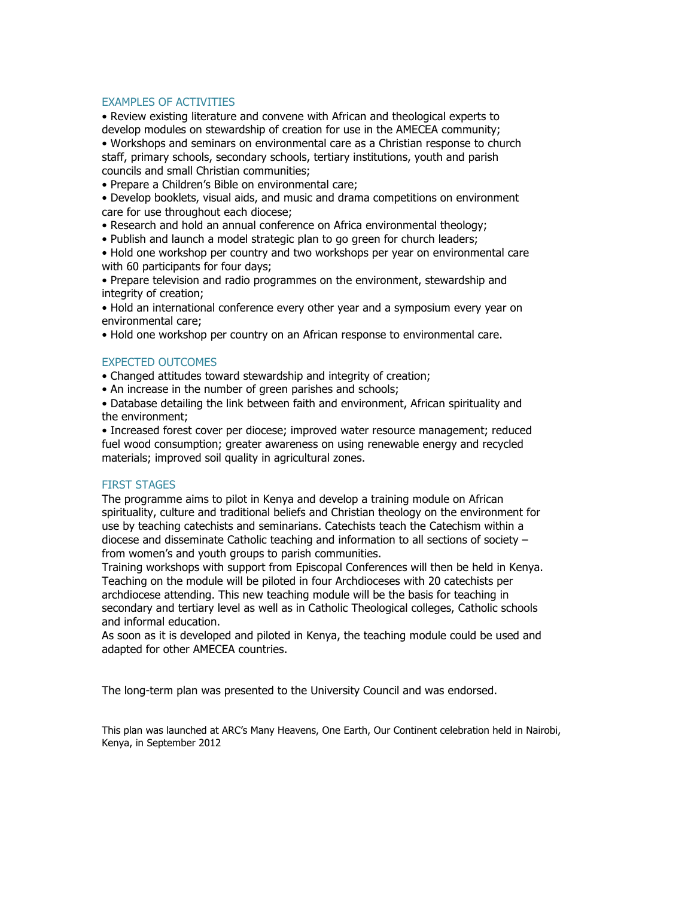## EXAMPLES OF ACTIVITIES

- Review existing literature and convene with African and theological experts to develop modules on stewardship of creation for use in the AMECEA community;
- Workshops and seminars on environmental care as a Christian response to church staff, primary schools, secondary schools, tertiary institutions, youth and parish councils and small Christian communities;
- Prepare a Children's Bible on environmental care;
- Develop booklets, visual aids, and music and drama competitions on environment care for use throughout each diocese;
- Research and hold an annual conference on Africa environmental theology;
- Publish and launch a model strategic plan to go green for church leaders;
- Hold one workshop per country and two workshops per year on environmental care with 60 participants for four days;
- Prepare television and radio programmes on the environment, stewardship and integrity of creation;
- Hold an international conference every other year and a symposium every year on environmental care;
- Hold one workshop per country on an African response to environmental care.

## EXPECTED OUTCOMES

- Changed attitudes toward stewardship and integrity of creation;
- An increase in the number of green parishes and schools;
- Database detailing the link between faith and environment, African spirituality and the environment;
- Increased forest cover per diocese; improved water resource management; reduced fuel wood consumption; greater awareness on using renewable energy and recycled materials; improved soil quality in agricultural zones.

## FIRST STAGES

The programme aims to pilot in Kenya and develop a training module on African spirituality, culture and traditional beliefs and Christian theology on the environment for use by teaching catechists and seminarians. Catechists teach the Catechism within a diocese and disseminate Catholic teaching and information to all sections of society – from women's and youth groups to parish communities.

Training workshops with support from Episcopal Conferences will then be held in Kenya. Teaching on the module will be piloted in four Archdioceses with 20 catechists per archdiocese attending. This new teaching module will be the basis for teaching in secondary and tertiary level as well as in Catholic Theological colleges, Catholic schools and informal education.

As soon as it is developed and piloted in Kenya, the teaching module could be used and adapted for other AMECEA countries.

The long-term plan was presented to the University Council and was endorsed.

This plan was launched at ARC's Many Heavens, One Earth, Our Continent celebration held in Nairobi, Kenya, in September 2012